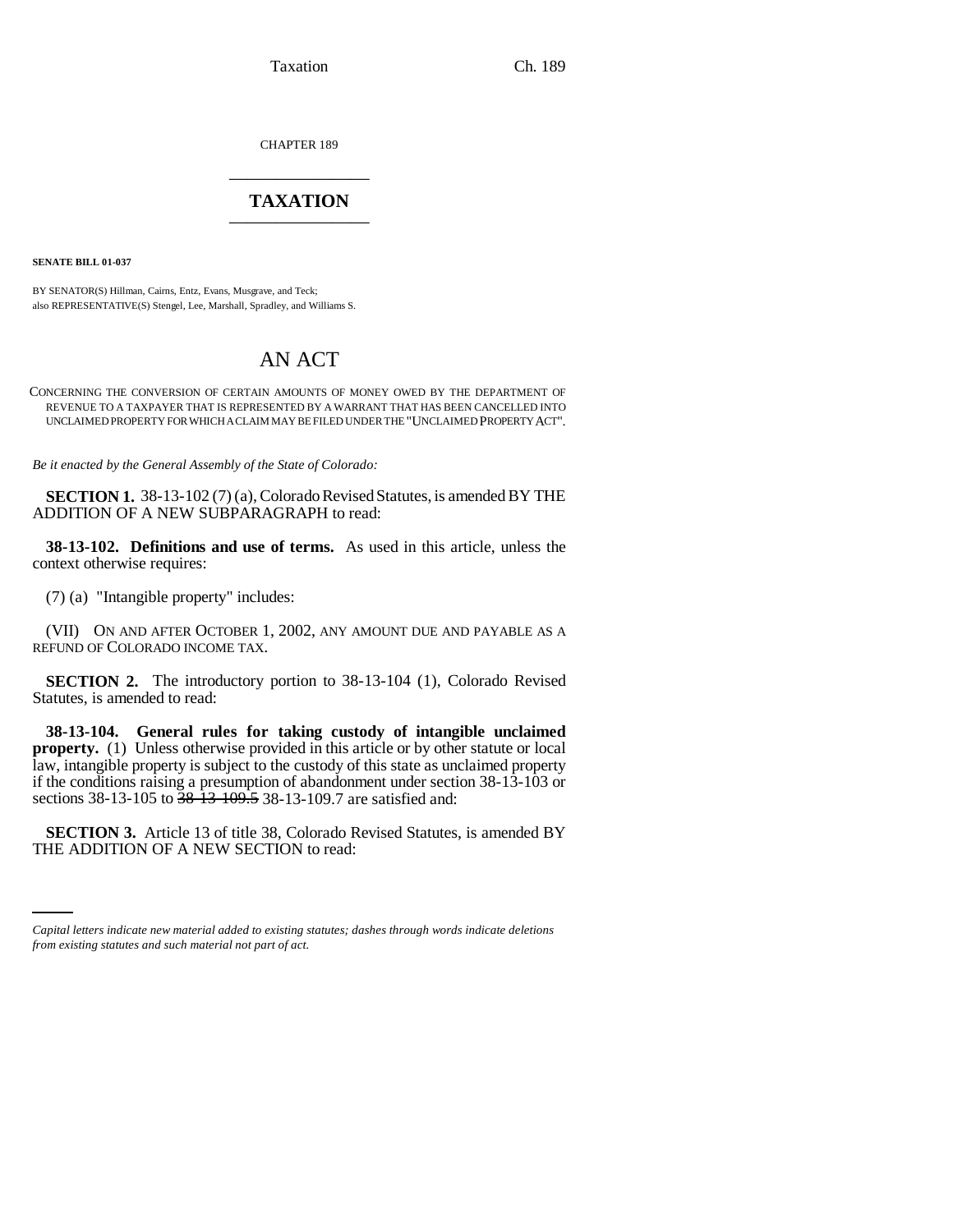CHAPTER 189

# TAXATION

**SENATE BILL 01-037**

BY SENATOR(S) Hillman, Cairns, Entz, Evans, Musgrave, and Teck;
also REPRESENTATIVE(S) Stengel, Lee, Marshall, Spradley, and Williams S.

# AN ACT

CONCERNING THE CONVERSION OF CERTAIN AMOUNTS OF MONEY OWED BY THE DEPARTMENT OF REVENUE TO A TAXPAYER THAT IS REPRESENTED BY A WARRANT THAT HAS BEEN CANCELLED INTO UNCLAIMED PROPERTY FOR WHICH A CLAIM MAY BE FILED UNDER THE "UNCLAIMED PROPERTY ACT".

*Be it enacted by the General Assembly of the State of Colorado:*

**SECTION 1.** 38-13-102 (7) (a), Colorado Revised Statutes, is amended BY THE ADDITION OF A NEW SUBPARAGRAPH to read:

**38-13-102. Definitions and use of terms.** As used in this article, unless the context otherwise requires:

(7) (a) "Intangible property" includes:

(VII) ON AND AFTER OCTOBER 1, 2002, ANY AMOUNT DUE AND PAYABLE AS A REFUND OF COLORADO INCOME TAX.

**SECTION 2.** The introductory portion to 38-13-104 (1), Colorado Revised Statutes, is amended to read:

**38-13-104. General rules for taking custody of intangible unclaimed property.** (1) Unless otherwise provided in this article or by other statute or local law, intangible property is subject to the custody of this state as unclaimed property if the conditions raising a presumption of abandonment under section 38-13-103 or sections 38-13-105 to ~~38-13-109.5~~ 38-13-109.7 are satisfied and:

**SECTION 3.** Article 13 of title 38, Colorado Revised Statutes, is amended BY THE ADDITION OF A NEW SECTION to read:

*Capital letters indicate new material added to existing statutes; dashes through words indicate deletions from existing statutes and such material not part of act.*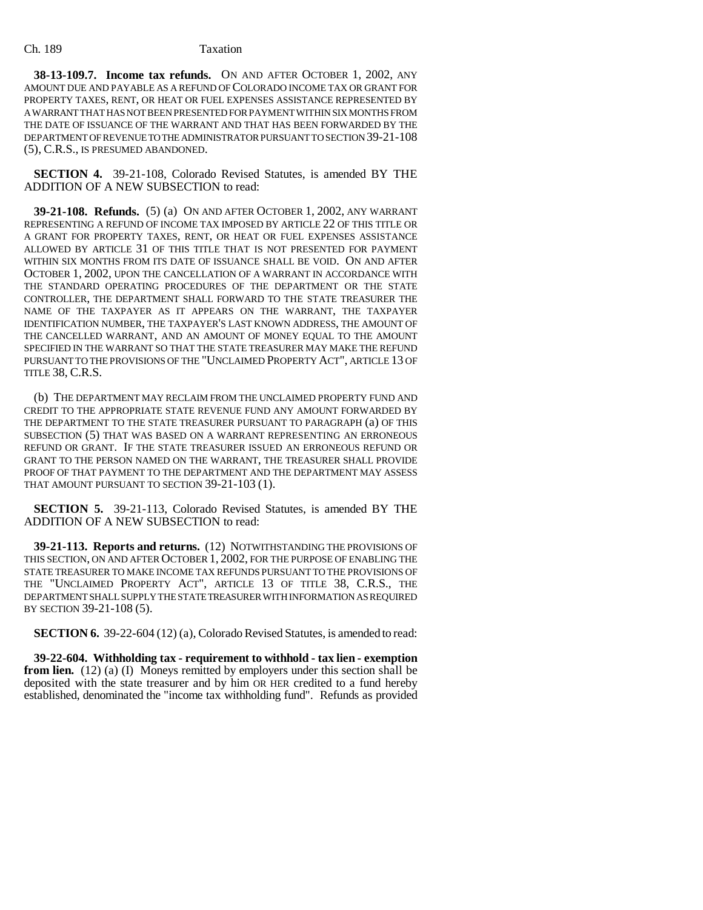**38-13-109.7. Income tax refunds.** ON AND AFTER OCTOBER 1, 2002, ANY AMOUNT DUE AND PAYABLE AS A REFUND OF COLORADO INCOME TAX OR GRANT FOR PROPERTY TAXES, RENT, OR HEAT OR FUEL EXPENSES ASSISTANCE REPRESENTED BY A WARRANT THAT HAS NOT BEEN PRESENTED FOR PAYMENT WITHIN SIX MONTHS FROM THE DATE OF ISSUANCE OF THE WARRANT AND THAT HAS BEEN FORWARDED BY THE DEPARTMENT OF REVENUE TO THE ADMINISTRATOR PURSUANT TO SECTION 39-21-108 (5), C.R.S., IS PRESUMED ABANDONED.

**SECTION 4.** 39-21-108, Colorado Revised Statutes, is amended BY THE ADDITION OF A NEW SUBSECTION to read:

**39-21-108. Refunds.** (5) (a) ON AND AFTER OCTOBER 1, 2002, ANY WARRANT REPRESENTING A REFUND OF INCOME TAX IMPOSED BY ARTICLE 22 OF THIS TITLE OR A GRANT FOR PROPERTY TAXES, RENT, OR HEAT OR FUEL EXPENSES ASSISTANCE ALLOWED BY ARTICLE 31 OF THIS TITLE THAT IS NOT PRESENTED FOR PAYMENT WITHIN SIX MONTHS FROM ITS DATE OF ISSUANCE SHALL BE VOID. ON AND AFTER OCTOBER 1, 2002, UPON THE CANCELLATION OF A WARRANT IN ACCORDANCE WITH THE STANDARD OPERATING PROCEDURES OF THE DEPARTMENT OR THE STATE CONTROLLER, THE DEPARTMENT SHALL FORWARD TO THE STATE TREASURER THE NAME OF THE TAXPAYER AS IT APPEARS ON THE WARRANT, THE TAXPAYER IDENTIFICATION NUMBER, THE TAXPAYER'S LAST KNOWN ADDRESS, THE AMOUNT OF THE CANCELLED WARRANT, AND AN AMOUNT OF MONEY EQUAL TO THE AMOUNT SPECIFIED IN THE WARRANT SO THAT THE STATE TREASURER MAY MAKE THE REFUND PURSUANT TO THE PROVISIONS OF THE "UNCLAIMED PROPERTY ACT", ARTICLE 13 OF TITLE 38, C.R.S.

(b) THE DEPARTMENT MAY RECLAIM FROM THE UNCLAIMED PROPERTY FUND AND CREDIT TO THE APPROPRIATE STATE REVENUE FUND ANY AMOUNT FORWARDED BY THE DEPARTMENT TO THE STATE TREASURER PURSUANT TO PARAGRAPH (a) OF THIS SUBSECTION (5) THAT WAS BASED ON A WARRANT REPRESENTING AN ERRONEOUS REFUND OR GRANT. IF THE STATE TREASURER ISSUED AN ERRONEOUS REFUND OR GRANT TO THE PERSON NAMED ON THE WARRANT, THE TREASURER SHALL PROVIDE PROOF OF THAT PAYMENT TO THE DEPARTMENT AND THE DEPARTMENT MAY ASSESS THAT AMOUNT PURSUANT TO SECTION 39-21-103 (1).

**SECTION 5.** 39-21-113, Colorado Revised Statutes, is amended BY THE ADDITION OF A NEW SUBSECTION to read:

**39-21-113. Reports and returns.** (12) NOTWITHSTANDING THE PROVISIONS OF THIS SECTION, ON AND AFTER OCTOBER 1, 2002, FOR THE PURPOSE OF ENABLING THE STATE TREASURER TO MAKE INCOME TAX REFUNDS PURSUANT TO THE PROVISIONS OF THE "UNCLAIMED PROPERTY ACT", ARTICLE 13 OF TITLE 38, C.R.S., THE DEPARTMENT SHALL SUPPLY THE STATE TREASURER WITH INFORMATION AS REQUIRED BY SECTION 39-21-108 (5).

**SECTION 6.** 39-22-604 (12) (a), Colorado Revised Statutes, is amended to read:

**39-22-604. Withholding tax - requirement to withhold - tax lien - exemption from lien.** (12) (a) (I) Moneys remitted by employers under this section shall be deposited with the state treasurer and by him OR HER credited to a fund hereby established, denominated the "income tax withholding fund". Refunds as provided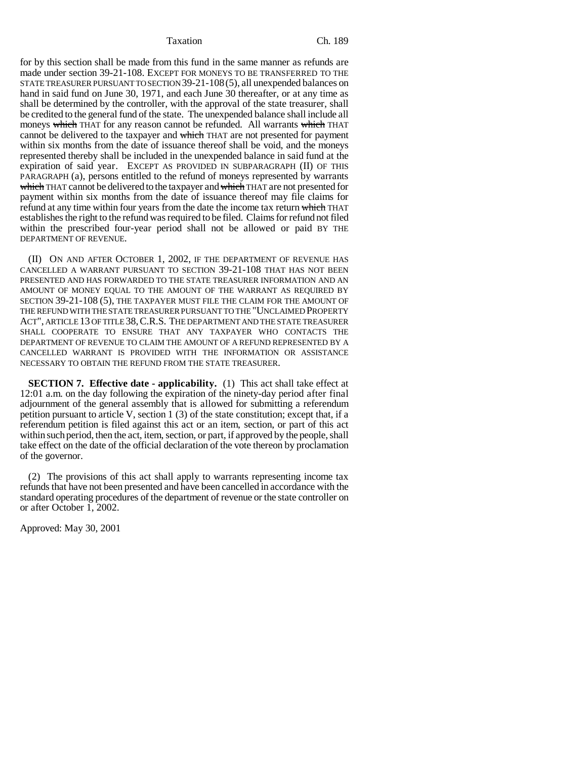for by this section shall be made from this fund in the same manner as refunds are made under section 39-21-108. EXCEPT FOR MONEYS TO BE TRANSFERRED TO THE STATE TREASURER PURSUANT TO SECTION 39-21-108 (5), all unexpended balances on hand in said fund on June 30, 1971, and each June 30 thereafter, or at any time as shall be determined by the controller, with the approval of the state treasurer, shall be credited to the general fund of the state. The unexpended balance shall include all moneys ~~which~~ THAT for any reason cannot be refunded. All warrants ~~which~~ THAT cannot be delivered to the taxpayer and ~~which~~ THAT are not presented for payment within six months from the date of issuance thereof shall be void, and the moneys represented thereby shall be included in the unexpended balance in said fund at the expiration of said year. EXCEPT AS PROVIDED IN SUBPARAGRAPH (II) OF THIS PARAGRAPH (a), persons entitled to the refund of moneys represented by warrants ~~which~~ THAT cannot be delivered to the taxpayer and ~~which~~ THAT are not presented for payment within six months from the date of issuance thereof may file claims for refund at any time within four years from the date the income tax return ~~which~~ THAT establishes the right to the refund was required to be filed. Claims for refund not filed within the prescribed four-year period shall not be allowed or paid BY THE DEPARTMENT OF REVENUE.

(II) ON AND AFTER OCTOBER 1, 2002, IF THE DEPARTMENT OF REVENUE HAS CANCELLED A WARRANT PURSUANT TO SECTION 39-21-108 THAT HAS NOT BEEN PRESENTED AND HAS FORWARDED TO THE STATE TREASURER INFORMATION AND AN AMOUNT OF MONEY EQUAL TO THE AMOUNT OF THE WARRANT AS REQUIRED BY SECTION 39-21-108 (5), THE TAXPAYER MUST FILE THE CLAIM FOR THE AMOUNT OF THE REFUND WITH THE STATE TREASURER PURSUANT TO THE "UNCLAIMED PROPERTY ACT", ARTICLE 13 OF TITLE 38, C.R.S. THE DEPARTMENT AND THE STATE TREASURER SHALL COOPERATE TO ENSURE THAT ANY TAXPAYER WHO CONTACTS THE DEPARTMENT OF REVENUE TO CLAIM THE AMOUNT OF A REFUND REPRESENTED BY A CANCELLED WARRANT IS PROVIDED WITH THE INFORMATION OR ASSISTANCE NECESSARY TO OBTAIN THE REFUND FROM THE STATE TREASURER.

**SECTION 7. Effective date - applicability.** (1) This act shall take effect at 12:01 a.m. on the day following the expiration of the ninety-day period after final adjournment of the general assembly that is allowed for submitting a referendum petition pursuant to article V, section 1 (3) of the state constitution; except that, if a referendum petition is filed against this act or an item, section, or part of this act within such period, then the act, item, section, or part, if approved by the people, shall take effect on the date of the official declaration of the vote thereon by proclamation of the governor.

(2) The provisions of this act shall apply to warrants representing income tax refunds that have not been presented and have been cancelled in accordance with the standard operating procedures of the department of revenue or the state controller on or after October 1, 2002.

Approved: May 30, 2001